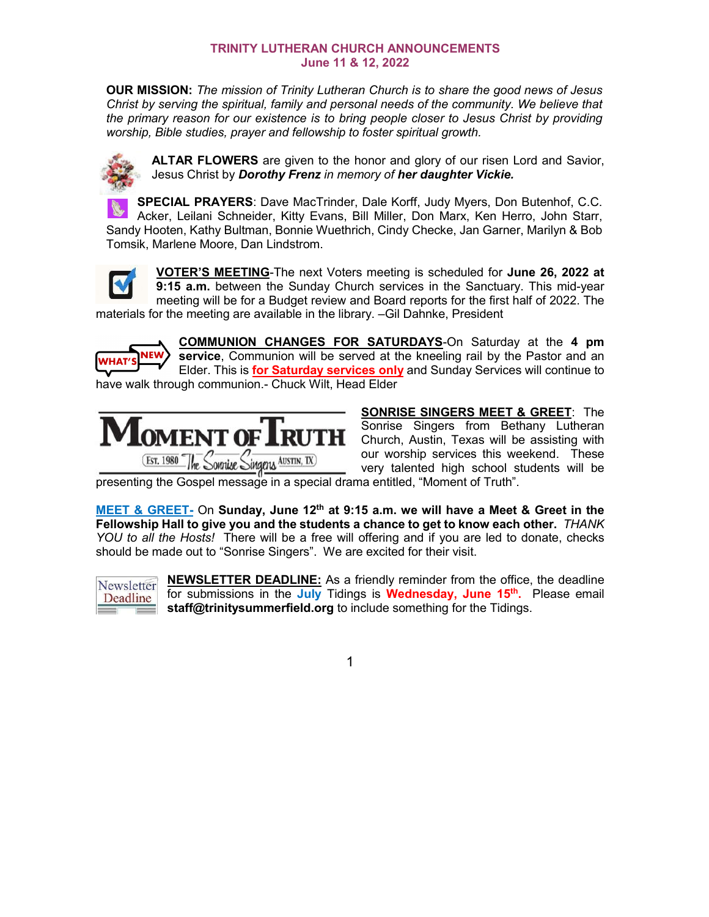# TRINITY LUTHERAN CHURCH ANNOUNCEMENTS
## June 11 & 12, 2022

**OUR MISSION:** *The mission of Trinity Lutheran Church is to share the good news of Jesus Christ by serving the spiritual, family and personal needs of the community. We believe that the primary reason for our existence is to bring people closer to Jesus Christ by providing worship, Bible studies, prayer and fellowship to foster spiritual growth.*

**ALTAR FLOWERS** are given to the honor and glory of our risen Lord and Savior, Jesus Christ by ***Dorothy Frenz*** *in memory of* ***her daughter Vickie.***

**SPECIAL PRAYERS**: Dave MacTrinder, Dale Korff, Judy Myers, Don Butenhof, C.C. Acker, Leilani Schneider, Kitty Evans, Bill Miller, Don Marx, Ken Herro, John Starr, Sandy Hooten, Kathy Bultman, Bonnie Wuethrich, Cindy Checke, Jan Garner, Marilyn & Bob Tomsik, Marlene Moore, Dan Lindstrom.

**VOTER'S MEETING**-The next Voters meeting is scheduled for **June 26, 2022 at 9:15 a.m.** between the Sunday Church services in the Sanctuary. This mid-year meeting will be for a Budget review and Board reports for the first half of 2022. The materials for the meeting are available in the library. –Gil Dahnke, President

WHAT'S NEW

**COMMUNION CHANGES FOR SATURDAYS**-On Saturday at the **4 pm service**, Communion will be served at the kneeling rail by the Pastor and an Elder. This is **for Saturday services only** and Sunday Services will continue to have walk through communion.- Chuck Wilt, Head Elder

MOMENT OF TRUTH — EST. 1980 The Sonrise Singers AUSTIN, TX

**SONRISE SINGERS MEET & GREET**: The Sonrise Singers from Bethany Lutheran Church, Austin, Texas will be assisting with our worship services this weekend. These very talented high school students will be presenting the Gospel message in a special drama entitled, "Moment of Truth".

**MEET & GREET-** On **Sunday, June 12th at 9:15 a.m. we will have a Meet & Greet in the Fellowship Hall to give you and the students a chance to get to know each other.** *THANK YOU to all the Hosts!* There will be a free will offering and if you are led to donate, checks should be made out to "Sonrise Singers". We are excited for their visit.

Newsletter Deadline

**NEWSLETTER DEADLINE:** As a friendly reminder from the office, the deadline for submissions in the **July** Tidings is **Wednesday, June 15th.** Please email **staff@trinitysummerfield.org** to include something for the Tidings.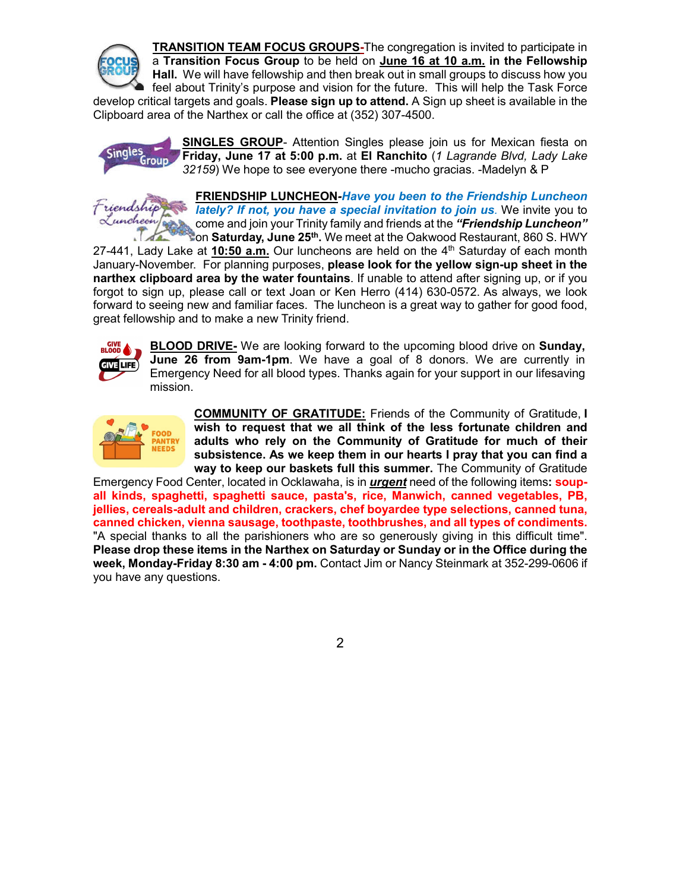**TRANSITION TEAM FOCUS GROUPS-**The congregation is invited to participate in a **Transition Focus Group** to be held on **June 16 at 10 a.m. in the Fellowship Hall.** We will have fellowship and then break out in small groups to discuss how you feel about Trinity's purpose and vision for the future. This will help the Task Force develop critical targets and goals. **Please sign up to attend.** A Sign up sheet is available in the Clipboard area of the Narthex or call the office at (352) 307-4500.

**SINGLES GROUP**- Attention Singles please join us for Mexican fiesta on **Friday, June 17 at 5:00 p.m.** at **El Ranchito** (*1 Lagrande Blvd, Lady Lake 32159*) We hope to see everyone there -mucho gracias. -Madelyn & P

**FRIENDSHIP LUNCHEON-*Have you been to the Friendship Luncheon lately? If not, you have a special invitation to join us*.** We invite you to come and join your Trinity family and friends at the ***"Friendship Luncheon"*** on **Saturday, June 25th.** We meet at the Oakwood Restaurant, 860 S. HWY 27-441, Lady Lake at **10:50 a.m.** Our luncheons are held on the 4th Saturday of each month January-November. For planning purposes, **please look for the yellow sign-up sheet in the narthex clipboard area by the water fountains**. If unable to attend after signing up, or if you forgot to sign up, please call or text Joan or Ken Herro (414) 630-0572. As always, we look forward to seeing new and familiar faces. The luncheon is a great way to gather for good food, great fellowship and to make a new Trinity friend.

**BLOOD DRIVE-** We are looking forward to the upcoming blood drive on **Sunday, June 26 from 9am-1pm**. We have a goal of 8 donors. We are currently in Emergency Need for all blood types. Thanks again for your support in our lifesaving mission.

**COMMUNITY OF GRATITUDE:** Friends of the Community of Gratitude, **I wish to request that we all think of the less fortunate children and adults who rely on the Community of Gratitude for much of their subsistence. As we keep them in our hearts I pray that you can find a way to keep our baskets full this summer.** The Community of Gratitude Emergency Food Center, located in Ocklawaha, is in ***urgent*** need of the following items**: soup-all kinds, spaghetti, spaghetti sauce, pasta's, rice, Manwich, canned vegetables, PB, jellies, cereals-adult and children, crackers, chef boyardee type selections, canned tuna, canned chicken, vienna sausage, toothpaste, toothbrushes, and all types of condiments.** "A special thanks to all the parishioners who are so generously giving in this difficult time". **Please drop these items in the Narthex on Saturday or Sunday or in the Office during the week, Monday-Friday 8:30 am - 4:00 pm.** Contact Jim or Nancy Steinmark at 352-299-0606 if you have any questions.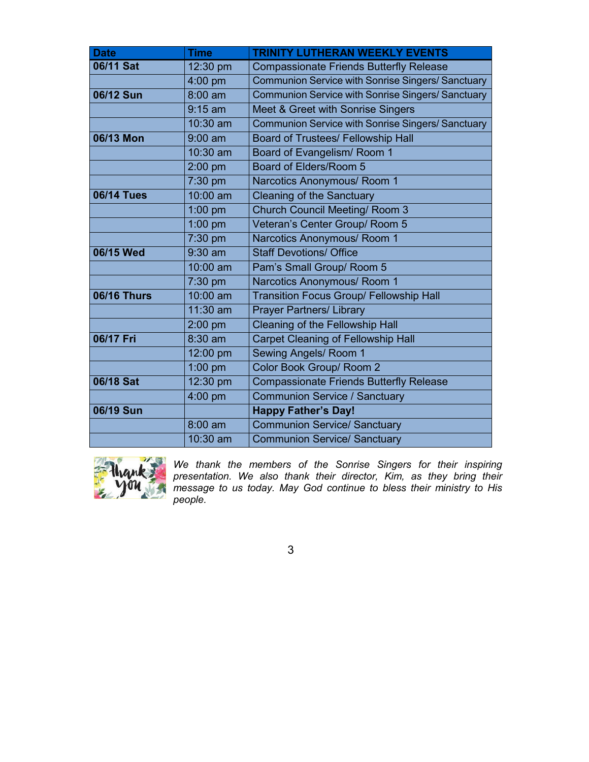| Date | Time | TRINITY LUTHERAN WEEKLY EVENTS |
| --- | --- | --- |
| **06/11 Sat** | 12:30 pm | Compassionate Friends Butterfly Release |
| | 4:00 pm | Communion Service with Sonrise Singers/ Sanctuary |
| **06/12 Sun** | 8:00 am | Communion Service with Sonrise Singers/ Sanctuary |
| | 9:15 am | Meet & Greet with Sonrise Singers |
| | 10:30 am | Communion Service with Sonrise Singers/ Sanctuary |
| **06/13 Mon** | 9:00 am | Board of Trustees/ Fellowship Hall |
| | 10:30 am | Board of Evangelism/ Room 1 |
| | 2:00 pm | Board of Elders/Room 5 |
| | 7:30 pm | Narcotics Anonymous/ Room 1 |
| **06/14 Tues** | 10:00 am | Cleaning of the Sanctuary |
| | 1:00 pm | Church Council Meeting/ Room 3 |
| | 1:00 pm | Veteran's Center Group/ Room 5 |
| | 7:30 pm | Narcotics Anonymous/ Room 1 |
| **06/15 Wed** | 9:30 am | Staff Devotions/ Office |
| | 10:00 am | Pam's Small Group/ Room 5 |
| | 7:30 pm | Narcotics Anonymous/ Room 1 |
| **06/16 Thurs** | 10:00 am | Transition Focus Group/ Fellowship Hall |
| | 11:30 am | Prayer Partners/ Library |
| | 2:00 pm | Cleaning of the Fellowship Hall |
| **06/17 Fri** | 8:30 am | Carpet Cleaning of Fellowship Hall |
| | 12:00 pm | Sewing Angels/ Room 1 |
| | 1:00 pm | Color Book Group/ Room 2 |
| **06/18 Sat** | 12:30 pm | Compassionate Friends Butterfly Release |
| | 4:00 pm | Communion Service / Sanctuary |
| **06/19 Sun** | | **Happy Father's Day!** |
| | 8:00 am | Communion Service/ Sanctuary |
| | 10:30 am | Communion Service/ Sanctuary |

*We thank the members of the Sonrise Singers for their inspiring presentation. We also thank their director, Kim, as they bring their message to us today. May God continue to bless their ministry to His people.*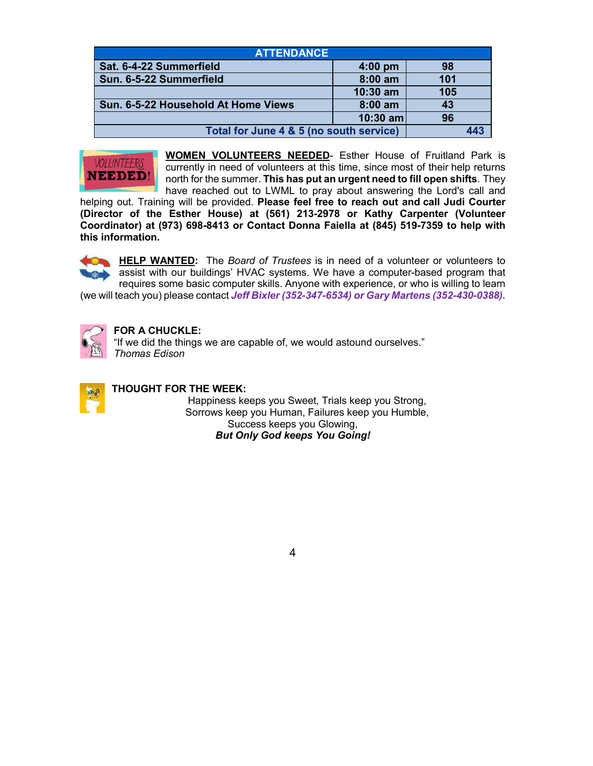| ATTENDANCE | | |
|---|---|---|
| Sat. 6-4-22 Summerfield | 4:00 pm | 98 |
| Sun. 6-5-22 Summerfield | 8:00 am | 101 |
| | 10:30 am | 105 |
| Sun. 6-5-22 Household At Home Views | 8:00 am | 43 |
| | 10:30 am | 96 |
| Total for June 4 & 5 (no south service) | | 443 |

**WOMEN VOLUNTEERS NEEDED**- Esther House of Fruitland Park is currently in need of volunteers at this time, since most of their help returns north for the summer. **This has put an urgent need to fill open shifts**. They have reached out to LWML to pray about answering the Lord's call and helping out. Training will be provided. **Please feel free to reach out and call Judi Courter (Director of the Esther House) at (561) 213-2978 or Kathy Carpenter (Volunteer Coordinator) at (973) 698-8413 or Contact Donna Faiella at (845) 519-7359 to help with this information.**

**HELP WANTED:** The *Board of Trustees* is in need of a volunteer or volunteers to assist with our buildings' HVAC systems. We have a computer-based program that requires some basic computer skills. Anyone with experience, or who is willing to learn (we will teach you) please contact ***Jeff Bixler (352-347-6534) or Gary Martens (352-430-0388).***

**FOR A CHUCKLE:**
"If we did the things we are capable of, we would astound ourselves."
*Thomas Edison*

**THOUGHT FOR THE WEEK:**

Happiness keeps you Sweet, Trials keep you Strong,
Sorrows keep you Human, Failures keep you Humble,
Success keeps you Glowing,
***But Only God keeps You Going!***